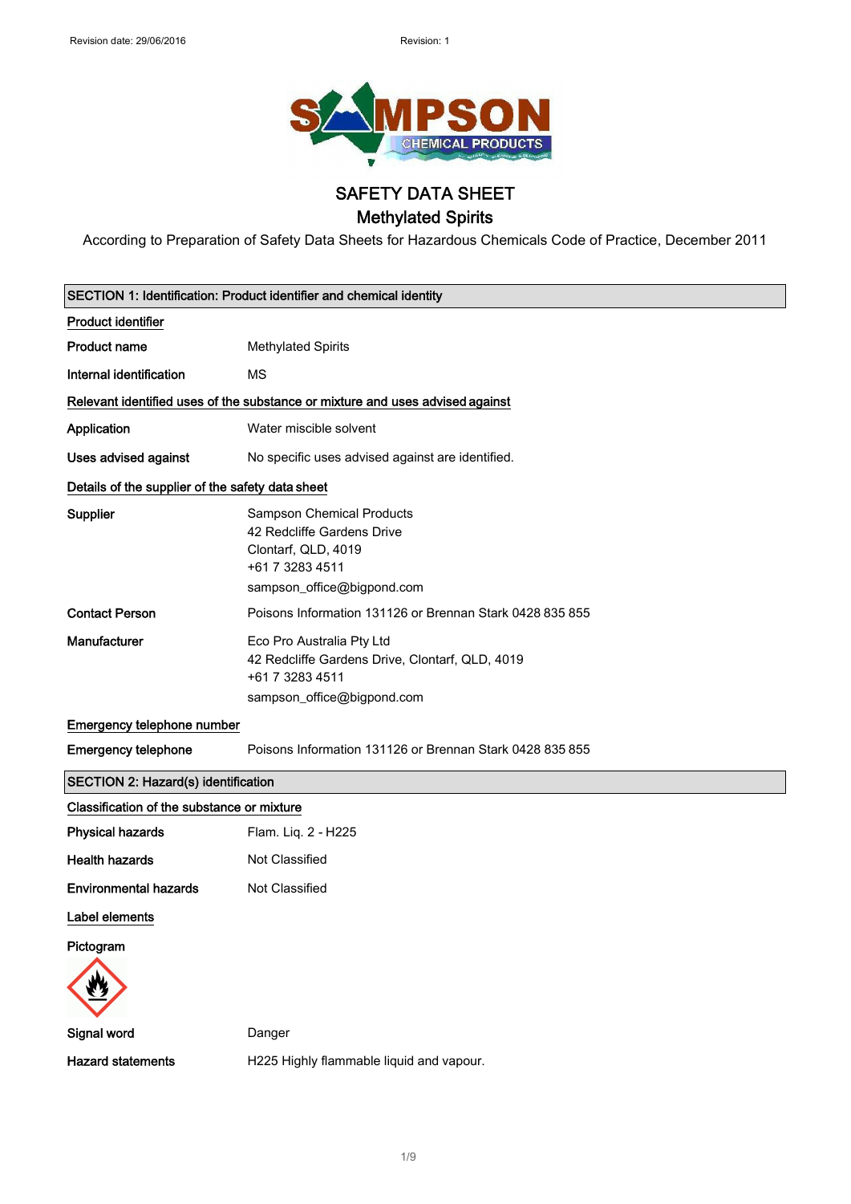# SAFETY DATA SHEET

## Methylated Spirits

According to Preparation of Safety Data Sheets for Hazardous Chemicals Code of Practice, December 2011

### SECTION 1: Identification: Product identifier and chemical identity

**Product identifier**

| | |
|---|---|
| Product name | Methylated Spirits |
| Internal identification | MS |

**Relevant identified uses of the substance or mixture and uses advised against**

| | |
|---|---|
| Application | Water miscible solvent |
| Uses advised against | No specific uses advised against are identified. |

**Details of the supplier of the safety data sheet**

| | |
|---|---|
| Supplier | Sampson Chemical Products<br>42 Redcliffe Gardens Drive<br>Clontarf, QLD, 4019<br>+61 7 3283 4511<br>sampson_office@bigpond.com |
| Contact Person | Poisons Information 131126 or Brennan Stark 0428 835 855 |
| Manufacturer | Eco Pro Australia Pty Ltd<br>42 Redcliffe Gardens Drive, Clontarf, QLD, 4019<br>+61 7 3283 4511<br>sampson_office@bigpond.com |

**Emergency telephone number**

| | |
|---|---|
| Emergency telephone | Poisons Information 131126 or Brennan Stark 0428 835 855 |

### SECTION 2: Hazard(s) identification

**Classification of the substance or mixture**

| | |
|---|---|
| Physical hazards | Flam. Liq. 2 - H225 |
| Health hazards | Not Classified |
| Environmental hazards | Not Classified |

**Label elements**

**Pictogram**

| | |
|---|---|
| Signal word | Danger |
| Hazard statements | H225 Highly flammable liquid and vapour. |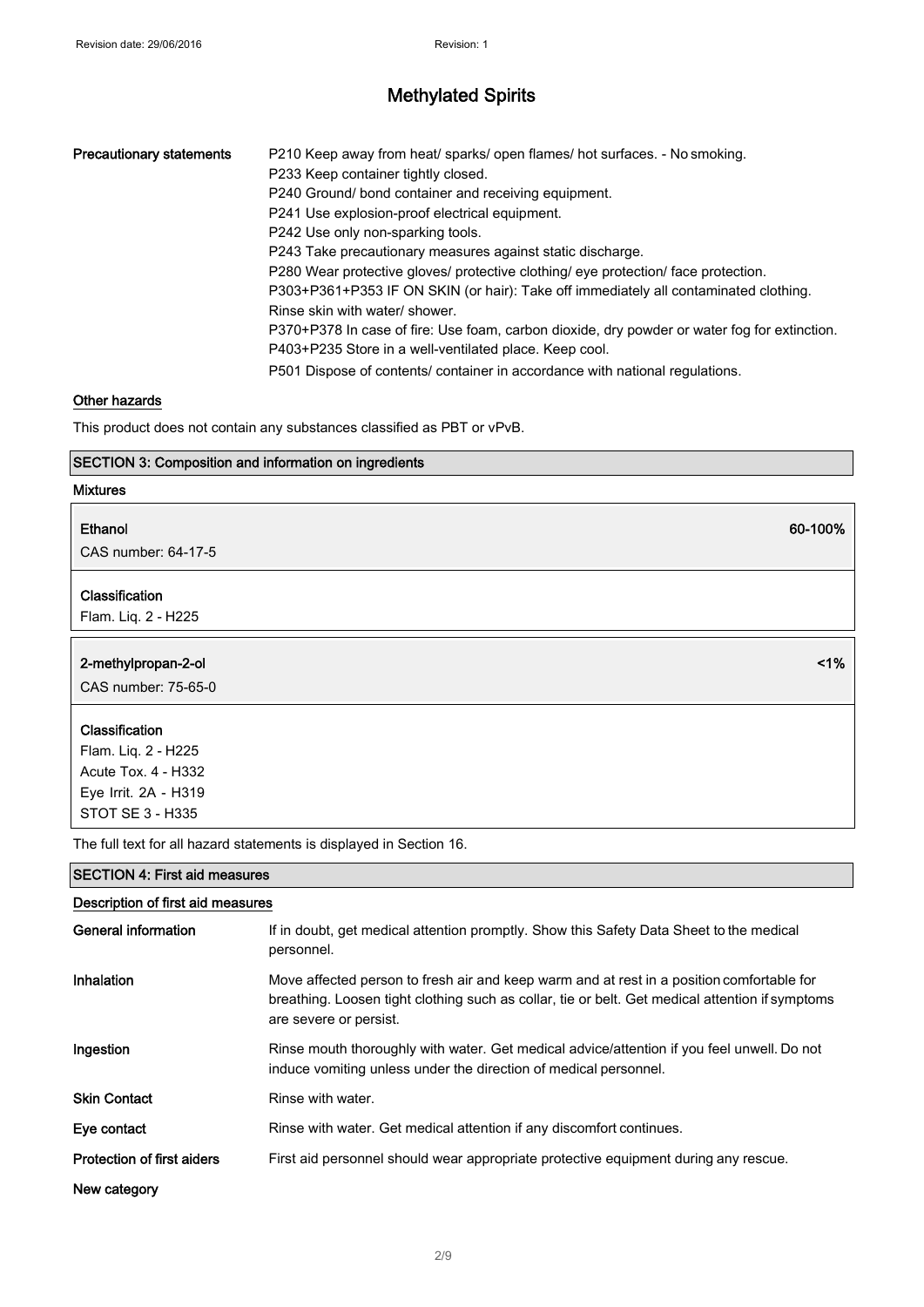| Precautionary statements | P210 Keep away from heat/ sparks/ open flames/ hot surfaces. - No smoking.<br>P233 Keep container tightly closed.<br>P240 Ground/ bond container and receiving equipment.<br>P241 Use explosion-proof electrical equipment.<br>P242 Use only non-sparking tools.<br>P243 Take precautionary measures against static discharge.<br>P280 Wear protective gloves/ protective clothing/ eye protection/ face protection.<br>P303+P361+P353 IF ON SKIN (or hair): Take off immediately all contaminated clothing. Rinse skin with water/ shower.<br>P370+P378 In case of fire: Use foam, carbon dioxide, dry powder or water fog for extinction.<br>P403+P235 Store in a well-ventilated place. Keep cool.<br>P501 Dispose of contents/ container in accordance with national regulations. |
|---|---|

### Other hazards

This product does not contain any substances classified as PBT or vPvB.

## SECTION 3: Composition and information on ingredients

### Mixtures

**Ethanol** — 60-100%

CAS number: 64-17-5

**Classification**

Flam. Liq. 2 - H225

**2-methylpropan-2-ol** — <1%

CAS number: 75-65-0

**Classification**

Flam. Liq. 2 - H225
Acute Tox. 4 - H332
Eye Irrit. 2A - H319
STOT SE 3 - H335

The full text for all hazard statements is displayed in Section 16.

## SECTION 4: First aid measures

### Description of first aid measures

| | |
|---|---|
| **General information** | If in doubt, get medical attention promptly. Show this Safety Data Sheet to the medical personnel. |
| **Inhalation** | Move affected person to fresh air and keep warm and at rest in a position comfortable for breathing. Loosen tight clothing such as collar, tie or belt. Get medical attention if symptoms are severe or persist. |
| **Ingestion** | Rinse mouth thoroughly with water. Get medical advice/attention if you feel unwell. Do not induce vomiting unless under the direction of medical personnel. |
| **Skin Contact** | Rinse with water. |
| **Eye contact** | Rinse with water. Get medical attention if any discomfort continues. |
| **Protection of first aiders** | First aid personnel should wear appropriate protective equipment during any rescue. |

**New category**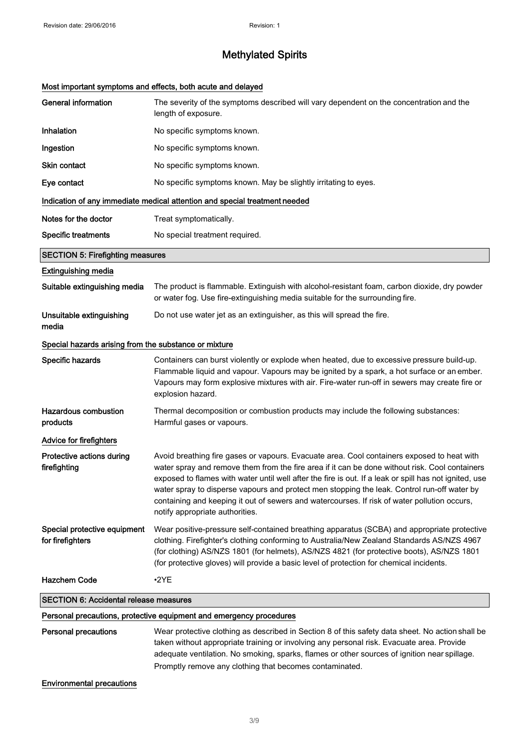# Methylated Spirits

### Most important symptoms and effects, both acute and delayed

| | |
|---|---|
| **General information** | The severity of the symptoms described will vary dependent on the concentration and the length of exposure. |
| **Inhalation** | No specific symptoms known. |
| **Ingestion** | No specific symptoms known. |
| **Skin contact** | No specific symptoms known. |
| **Eye contact** | No specific symptoms known. May be slightly irritating to eyes. |

### Indication of any immediate medical attention and special treatment needed

| | |
|---|---|
| **Notes for the doctor** | Treat symptomatically. |
| **Specific treatments** | No special treatment required. |

## SECTION 5: Firefighting measures

### Extinguishing media

| | |
|---|---|
| **Suitable extinguishing media** | The product is flammable. Extinguish with alcohol-resistant foam, carbon dioxide, dry powder or water fog. Use fire-extinguishing media suitable for the surrounding fire. |
| **Unsuitable extinguishing media** | Do not use water jet as an extinguisher, as this will spread the fire. |

### Special hazards arising from the substance or mixture

| | |
|---|---|
| **Specific hazards** | Containers can burst violently or explode when heated, due to excessive pressure build-up. Flammable liquid and vapour. Vapours may be ignited by a spark, a hot surface or an ember. Vapours may form explosive mixtures with air. Fire-water run-off in sewers may create fire or explosion hazard. |
| **Hazardous combustion products** | Thermal decomposition or combustion products may include the following substances: Harmful gases or vapours. |

### Advice for firefighters

| | |
|---|---|
| **Protective actions during firefighting** | Avoid breathing fire gases or vapours. Evacuate area. Cool containers exposed to heat with water spray and remove them from the fire area if it can be done without risk. Cool containers exposed to flames with water until well after the fire is out. If a leak or spill has not ignited, use water spray to disperse vapours and protect men stopping the leak. Control run-off water by containing and keeping it out of sewers and watercourses. If risk of water pollution occurs, notify appropriate authorities. |
| **Special protective equipment for firefighters** | Wear positive-pressure self-contained breathing apparatus (SCBA) and appropriate protective clothing. Firefighter's clothing conforming to Australia/New Zealand Standards AS/NZS 4967 (for clothing) AS/NZS 1801 (for helmets), AS/NZS 4821 (for protective boots), AS/NZS 1801 (for protective gloves) will provide a basic level of protection for chemical incidents. |
| **Hazchem Code** | •2YE |

## SECTION 6: Accidental release measures

### Personal precautions, protective equipment and emergency procedures

| | |
|---|---|
| **Personal precautions** | Wear protective clothing as described in Section 8 of this safety data sheet. No action shall be taken without appropriate training or involving any personal risk. Evacuate area. Provide adequate ventilation. No smoking, sparks, flames or other sources of ignition near spillage. Promptly remove any clothing that becomes contaminated. |

### Environmental precautions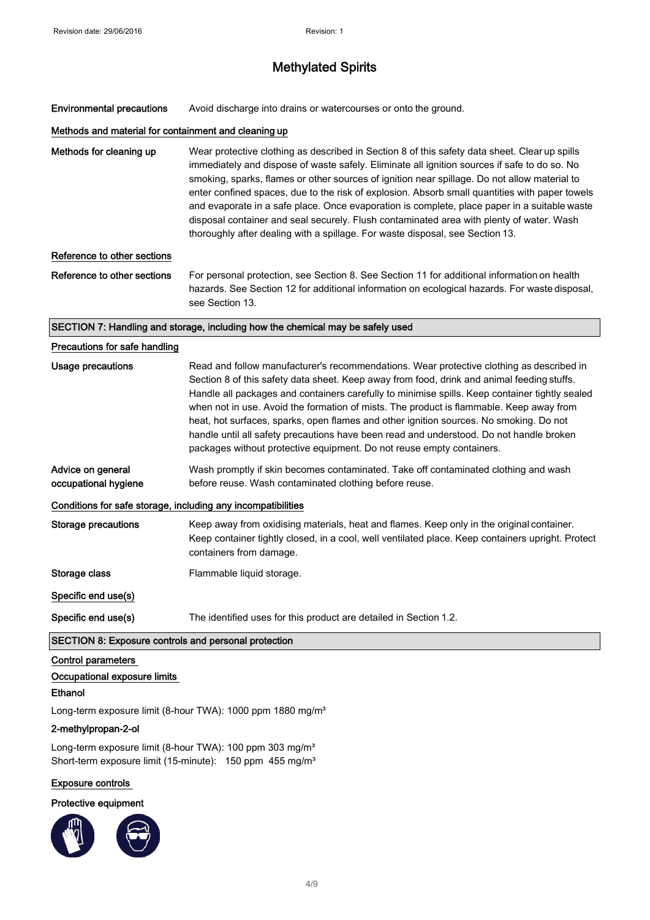# Methylated Spirits

**Environmental precautions** Avoid discharge into drains or watercourses or onto the ground.

### Methods and material for containment and cleaning up

**Methods for cleaning up** Wear protective clothing as described in Section 8 of this safety data sheet. Clear up spills immediately and dispose of waste safely. Eliminate all ignition sources if safe to do so. No smoking, sparks, flames or other sources of ignition near spillage. Do not allow material to enter confined spaces, due to the risk of explosion. Absorb small quantities with paper towels and evaporate in a safe place. Once evaporation is complete, place paper in a suitable waste disposal container and seal securely. Flush contaminated area with plenty of water. Wash thoroughly after dealing with a spillage. For waste disposal, see Section 13.

### Reference to other sections

**Reference to other sections** For personal protection, see Section 8. See Section 11 for additional information on health hazards. See Section 12 for additional information on ecological hazards. For waste disposal, see Section 13.

## SECTION 7: Handling and storage, including how the chemical may be safely used

### Precautions for safe handling

**Usage precautions** Read and follow manufacturer's recommendations. Wear protective clothing as described in Section 8 of this safety data sheet. Keep away from food, drink and animal feeding stuffs. Handle all packages and containers carefully to minimise spills. Keep container tightly sealed when not in use. Avoid the formation of mists. The product is flammable. Keep away from heat, hot surfaces, sparks, open flames and other ignition sources. No smoking. Do not handle until all safety precautions have been read and understood. Do not handle broken packages without protective equipment. Do not reuse empty containers.

**Advice on general occupational hygiene** Wash promptly if skin becomes contaminated. Take off contaminated clothing and wash before reuse. Wash contaminated clothing before reuse.

### Conditions for safe storage, including any incompatibilities

**Storage precautions** Keep away from oxidising materials, heat and flames. Keep only in the original container. Keep container tightly closed, in a cool, well ventilated place. Keep containers upright. Protect containers from damage.

**Storage class** Flammable liquid storage.

### Specific end use(s)

**Specific end use(s)** The identified uses for this product are detailed in Section 1.2.

## SECTION 8: Exposure controls and personal protection

### Control parameters

### Occupational exposure limits

**Ethanol**

Long-term exposure limit (8-hour TWA): 1000 ppm 1880 mg/m³

**2-methylpropan-2-ol**

Long-term exposure limit (8-hour TWA): 100 ppm 303 mg/m³
Short-term exposure limit (15-minute): 150 ppm 455 mg/m³

### Exposure controls

**Protective equipment**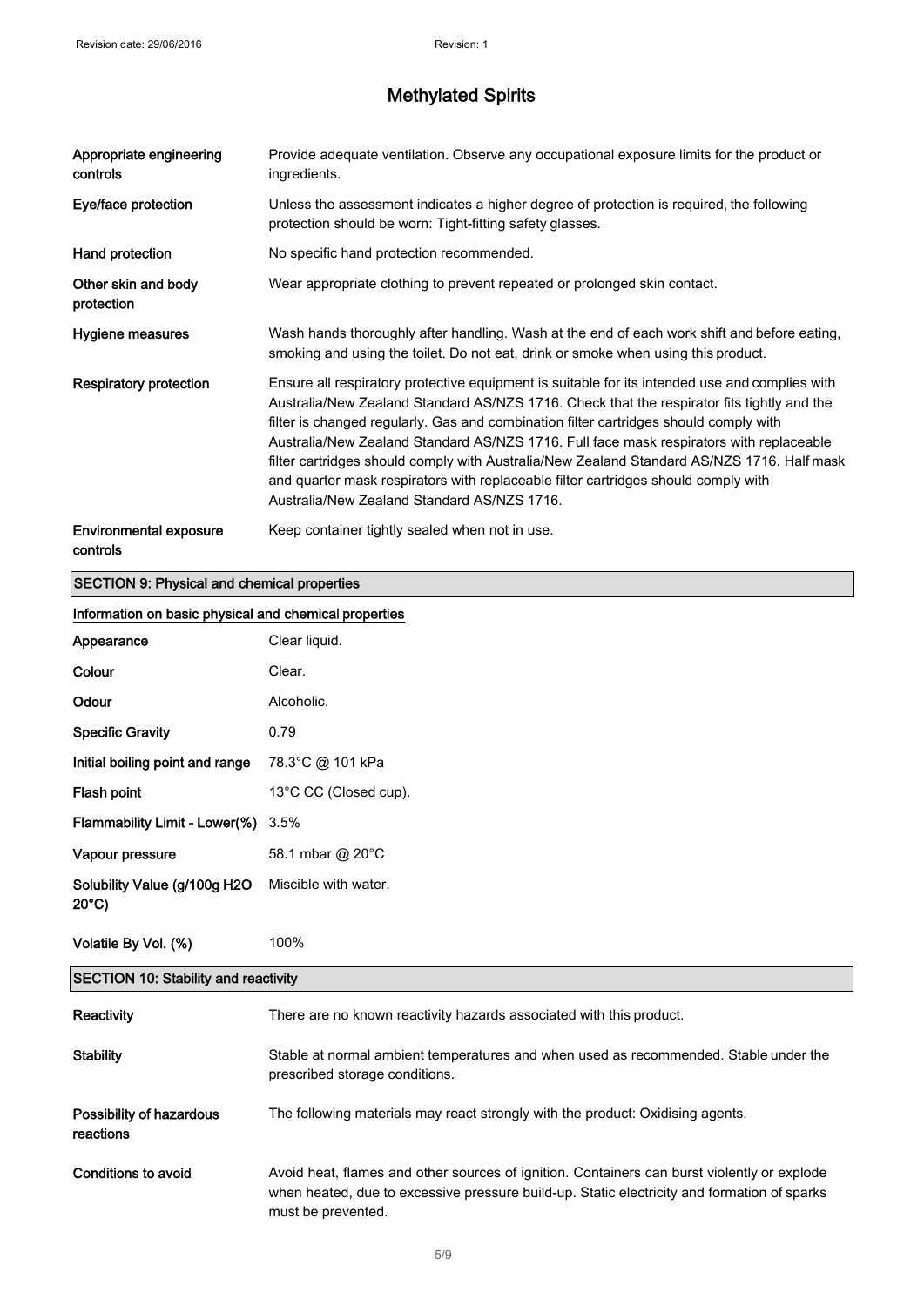# Methylated Spirits

| | |
|---|---|
| **Appropriate engineering controls** | Provide adequate ventilation. Observe any occupational exposure limits for the product or ingredients. |
| **Eye/face protection** | Unless the assessment indicates a higher degree of protection is required, the following protection should be worn: Tight-fitting safety glasses. |
| **Hand protection** | No specific hand protection recommended. |
| **Other skin and body protection** | Wear appropriate clothing to prevent repeated or prolonged skin contact. |
| **Hygiene measures** | Wash hands thoroughly after handling. Wash at the end of each work shift and before eating, smoking and using the toilet. Do not eat, drink or smoke when using this product. |
| **Respiratory protection** | Ensure all respiratory protective equipment is suitable for its intended use and complies with Australia/New Zealand Standard AS/NZS 1716. Check that the respirator fits tightly and the filter is changed regularly. Gas and combination filter cartridges should comply with Australia/New Zealand Standard AS/NZS 1716. Full face mask respirators with replaceable filter cartridges should comply with Australia/New Zealand Standard AS/NZS 1716. Half mask and quarter mask respirators with replaceable filter cartridges should comply with Australia/New Zealand Standard AS/NZS 1716. |
| **Environmental exposure controls** | Keep container tightly sealed when not in use. |

## SECTION 9: Physical and chemical properties

### Information on basic physical and chemical properties

| | |
|---|---|
| **Appearance** | Clear liquid. |
| **Colour** | Clear. |
| **Odour** | Alcoholic. |
| **Specific Gravity** | 0.79 |
| **Initial boiling point and range** | 78.3°C @ 101 kPa |
| **Flash point** | 13°C CC (Closed cup). |
| **Flammability Limit - Lower(%)** | 3.5% |
| **Vapour pressure** | 58.1 mbar @ 20°C |
| **Solubility Value (g/100g H2O 20°C)** | Miscible with water. |
| **Volatile By Vol. (%)** | 100% |

## SECTION 10: Stability and reactivity

| | |
|---|---|
| **Reactivity** | There are no known reactivity hazards associated with this product. |
| **Stability** | Stable at normal ambient temperatures and when used as recommended. Stable under the prescribed storage conditions. |
| **Possibility of hazardous reactions** | The following materials may react strongly with the product: Oxidising agents. |
| **Conditions to avoid** | Avoid heat, flames and other sources of ignition. Containers can burst violently or explode when heated, due to excessive pressure build-up. Static electricity and formation of sparks must be prevented. |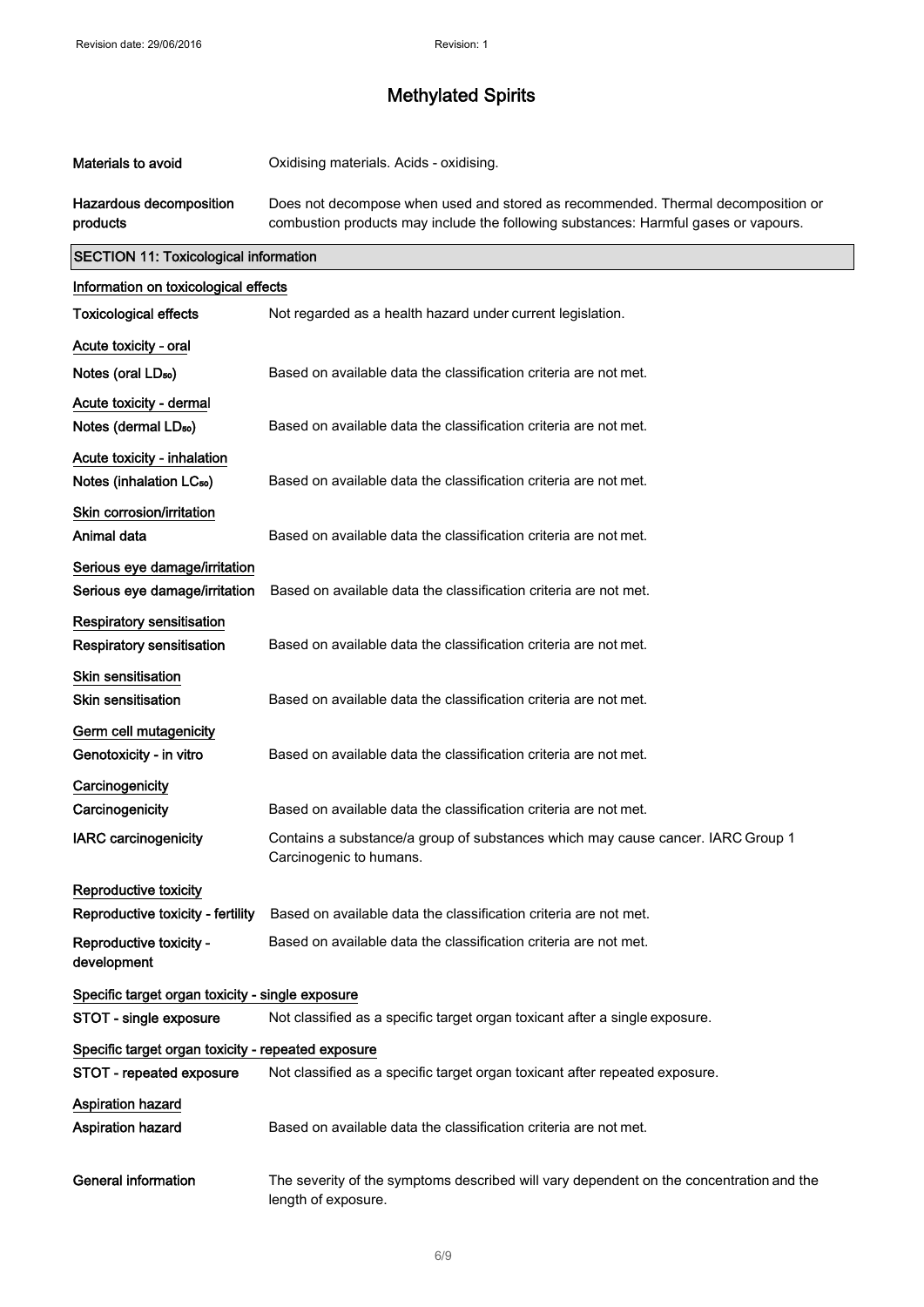| | |
|---|---|
| **Materials to avoid** | Oxidising materials. Acids - oxidising. |
| **Hazardous decomposition products** | Does not decompose when used and stored as recommended. Thermal decomposition or combustion products may include the following substances: Harmful gases or vapours. |

## SECTION 11: Toxicological information

### Information on toxicological effects

| | |
|---|---|
| **Toxicological effects** | Not regarded as a health hazard under current legislation. |

**Acute toxicity - oral**

| | |
|---|---|
| **Notes (oral $LD_{50}$)** | Based on available data the classification criteria are not met. |

**Acute toxicity - dermal**

| | |
|---|---|
| **Notes (dermal $LD_{50}$)** | Based on available data the classification criteria are not met. |

**Acute toxicity - inhalation**

| | |
|---|---|
| **Notes (inhalation $LC_{50}$)** | Based on available data the classification criteria are not met. |

**Skin corrosion/irritation**

| | |
|---|---|
| **Animal data** | Based on available data the classification criteria are not met. |

**Serious eye damage/irritation**

| | |
|---|---|
| **Serious eye damage/irritation** | Based on available data the classification criteria are not met. |

**Respiratory sensitisation**

| | |
|---|---|
| **Respiratory sensitisation** | Based on available data the classification criteria are not met. |

**Skin sensitisation**

| | |
|---|---|
| **Skin sensitisation** | Based on available data the classification criteria are not met. |

**Germ cell mutagenicity**

| | |
|---|---|
| **Genotoxicity - in vitro** | Based on available data the classification criteria are not met. |

**Carcinogenicity**

| | |
|---|---|
| **Carcinogenicity** | Based on available data the classification criteria are not met. |
| **IARC carcinogenicity** | Contains a substance/a group of substances which may cause cancer. IARC Group 1 Carcinogenic to humans. |

**Reproductive toxicity**

| | |
|---|---|
| **Reproductive toxicity - fertility** | Based on available data the classification criteria are not met. |
| **Reproductive toxicity - development** | Based on available data the classification criteria are not met. |

**Specific target organ toxicity - single exposure**

| | |
|---|---|
| **STOT - single exposure** | Not classified as a specific target organ toxicant after a single exposure. |

**Specific target organ toxicity - repeated exposure**

| | |
|---|---|
| **STOT - repeated exposure** | Not classified as a specific target organ toxicant after repeated exposure. |

**Aspiration hazard**

| | |
|---|---|
| **Aspiration hazard** | Based on available data the classification criteria are not met. |

| | |
|---|---|
| **General information** | The severity of the symptoms described will vary dependent on the concentration and the length of exposure. |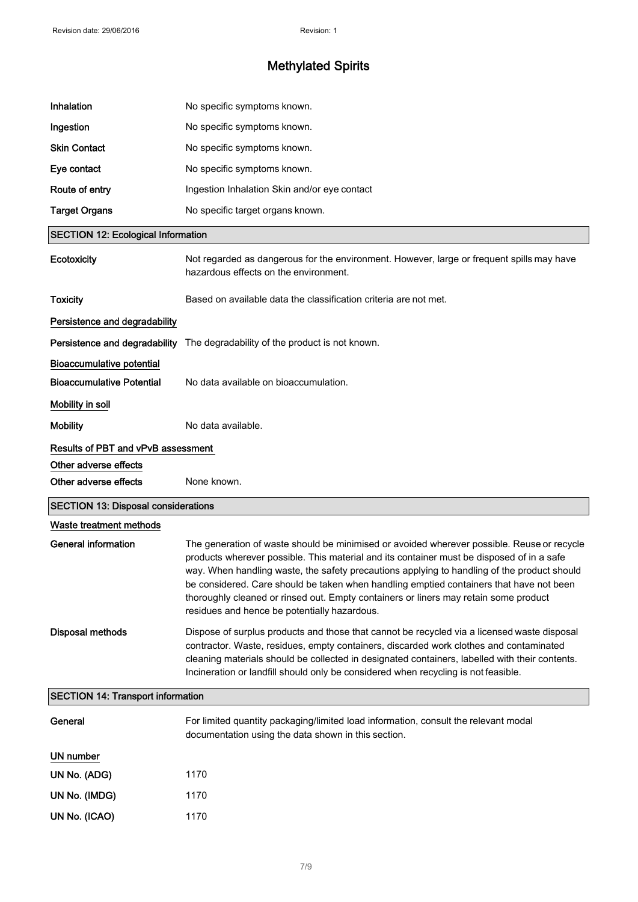| | |
|---|---|
| **Inhalation** | No specific symptoms known. |
| **Ingestion** | No specific symptoms known. |
| **Skin Contact** | No specific symptoms known. |
| **Eye contact** | No specific symptoms known. |
| **Route of entry** | Ingestion Inhalation Skin and/or eye contact |
| **Target Organs** | No specific target organs known. |

## SECTION 12: Ecological Information

| | |
|---|---|
| **Ecotoxicity** | Not regarded as dangerous for the environment. However, large or frequent spills may have hazardous effects on the environment. |
| **Toxicity** | Based on available data the classification criteria are not met. |

**Persistence and degradability**

| | |
|---|---|
| **Persistence and degradability** | The degradability of the product is not known. |

**Bioaccumulative potential**

| | |
|---|---|
| **Bioaccumulative Potential** | No data available on bioaccumulation. |

**Mobility in soil**

| | |
|---|---|
| **Mobility** | No data available. |

**Results of PBT and vPvB assessment**

**Other adverse effects**

| | |
|---|---|
| **Other adverse effects** | None known. |

## SECTION 13: Disposal considerations

**Waste treatment methods**

| | |
|---|---|
| **General information** | The generation of waste should be minimised or avoided wherever possible. Reuse or recycle products wherever possible. This material and its container must be disposed of in a safe way. When handling waste, the safety precautions applying to handling of the product should be considered. Care should be taken when handling emptied containers that have not been thoroughly cleaned or rinsed out. Empty containers or liners may retain some product residues and hence be potentially hazardous. |
| **Disposal methods** | Dispose of surplus products and those that cannot be recycled via a licensed waste disposal contractor. Waste, residues, empty containers, discarded work clothes and contaminated cleaning materials should be collected in designated containers, labelled with their contents. Incineration or landfill should only be considered when recycling is not feasible. |

## SECTION 14: Transport information

| | |
|---|---|
| **General** | For limited quantity packaging/limited load information, consult the relevant modal documentation using the data shown in this section. |

**UN number**

| | |
|---|---|
| **UN No. (ADG)** | 1170 |
| **UN No. (IMDG)** | 1170 |
| **UN No. (ICAO)** | 1170 |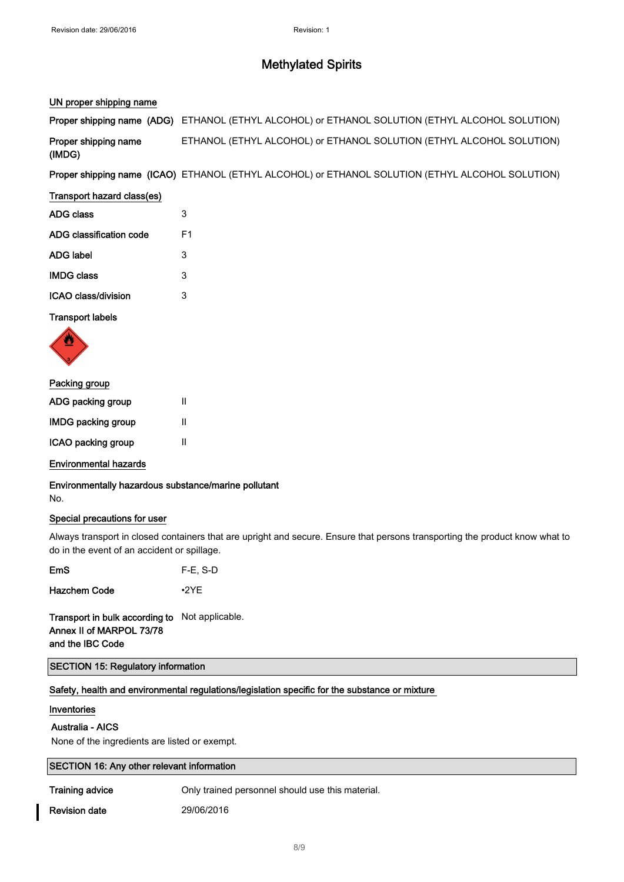Revision date: 29/06/2016 Revision: 1

# Methylated Spirits

**UN proper shipping name**

**Proper shipping name (ADG)** ETHANOL (ETHYL ALCOHOL) or ETHANOL SOLUTION (ETHYL ALCOHOL SOLUTION)

**Proper shipping name (IMDG)** ETHANOL (ETHYL ALCOHOL) or ETHANOL SOLUTION (ETHYL ALCOHOL SOLUTION)

**Proper shipping name (ICAO)** ETHANOL (ETHYL ALCOHOL) or ETHANOL SOLUTION (ETHYL ALCOHOL SOLUTION)

**Transport hazard class(es)**

**ADG class** 3

**ADG classification code** F1

**ADG label** 3

**IMDG class** 3

**ICAO class/division** 3

**Transport labels**

**Packing group**

**ADG packing group** II

**IMDG packing group** II

**ICAO packing group** II

**Environmental hazards**

**Environmentally hazardous substance/marine pollutant**
No.

**Special precautions for user**

Always transport in closed containers that are upright and secure. Ensure that persons transporting the product know what to do in the event of an accident or spillage.

**EmS** F-E, S-D

**Hazchem Code** •2YE

**Transport in bulk according to Annex II of MARPOL 73/78 and the IBC Code** Not applicable.

## SECTION 15: Regulatory information

**Safety, health and environmental regulations/legislation specific for the substance or mixture**

**Inventories**

**Australia - AICS**
None of the ingredients are listed or exempt.

## SECTION 16: Any other relevant information

**Training advice** Only trained personnel should use this material.

**Revision date** 29/06/2016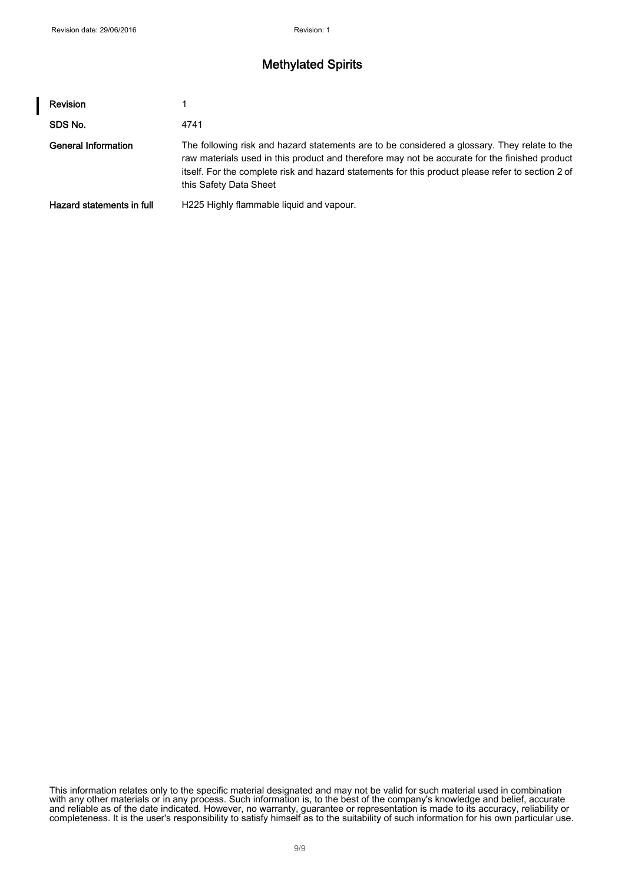# Methylated Spirits

| | |
|---|---|
| **Revision** | 1 |
| **SDS No.** | 4741 |
| **General Information** | The following risk and hazard statements are to be considered a glossary. They relate to the raw materials used in this product and therefore may not be accurate for the finished product itself. For the complete risk and hazard statements for this product please refer to section 2 of this Safety Data Sheet |
| **Hazard statements in full** | H225 Highly flammable liquid and vapour. |

This information relates only to the specific material designated and may not be valid for such material used in combination with any other materials or in any process. Such information is, to the best of the company's knowledge and belief, accurate and reliable as of the date indicated. However, no warranty, guarantee or representation is made to its accuracy, reliability or completeness. It is the user's responsibility to satisfy himself as to the suitability of such information for his own particular use.